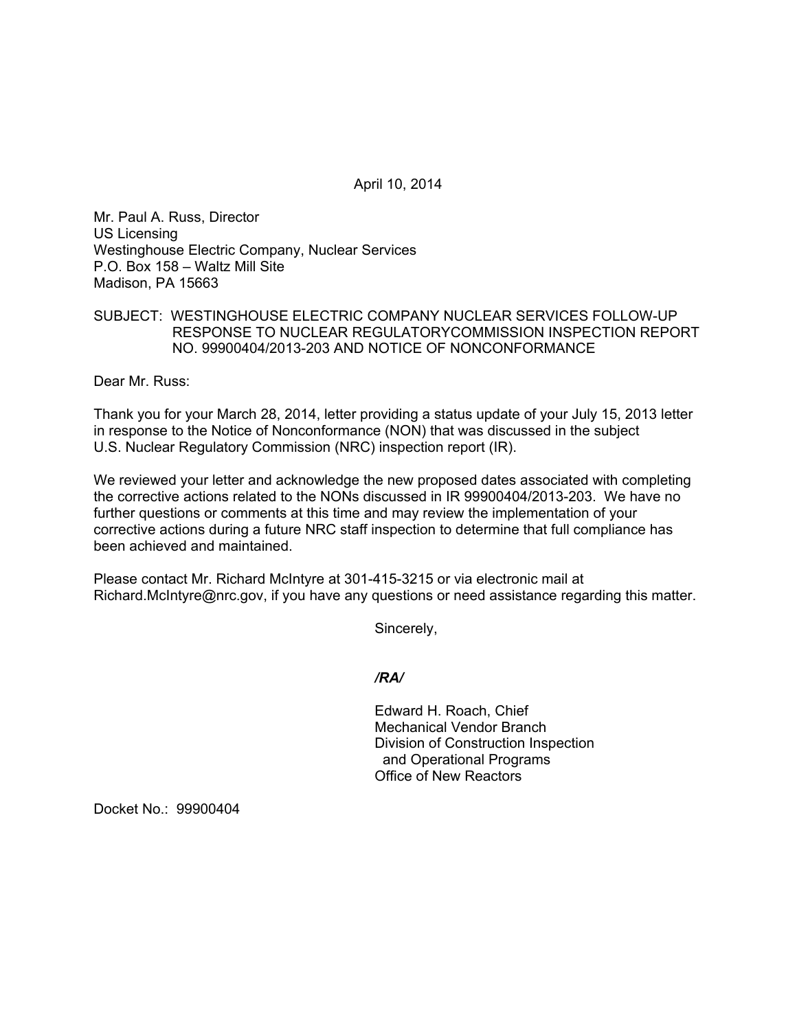April 10, 2014

Mr. Paul A. Russ, Director
US Licensing
Westinghouse Electric Company, Nuclear Services
P.O. Box 158 – Waltz Mill Site
Madison, PA 15663

SUBJECT: WESTINGHOUSE ELECTRIC COMPANY NUCLEAR SERVICES FOLLOW-UP RESPONSE TO NUCLEAR REGULATORYCOMMISSION INSPECTION REPORT NO. 99900404/2013-203 AND NOTICE OF NONCONFORMANCE

Dear Mr. Russ:

Thank you for your March 28, 2014, letter providing a status update of your July 15, 2013 letter in response to the Notice of Nonconformance (NON) that was discussed in the subject U.S. Nuclear Regulatory Commission (NRC) inspection report (IR).

We reviewed your letter and acknowledge the new proposed dates associated with completing the corrective actions related to the NONs discussed in IR 99900404/2013-203. We have no further questions or comments at this time and may review the implementation of your corrective actions during a future NRC staff inspection to determine that full compliance has been achieved and maintained.

Please contact Mr. Richard McIntyre at 301-415-3215 or via electronic mail at Richard.McIntyre@nrc.gov, if you have any questions or need assistance regarding this matter.

Sincerely,

*/RA/*

Edward H. Roach, Chief
Mechanical Vendor Branch
Division of Construction Inspection
and Operational Programs
Office of New Reactors

Docket No.: 99900404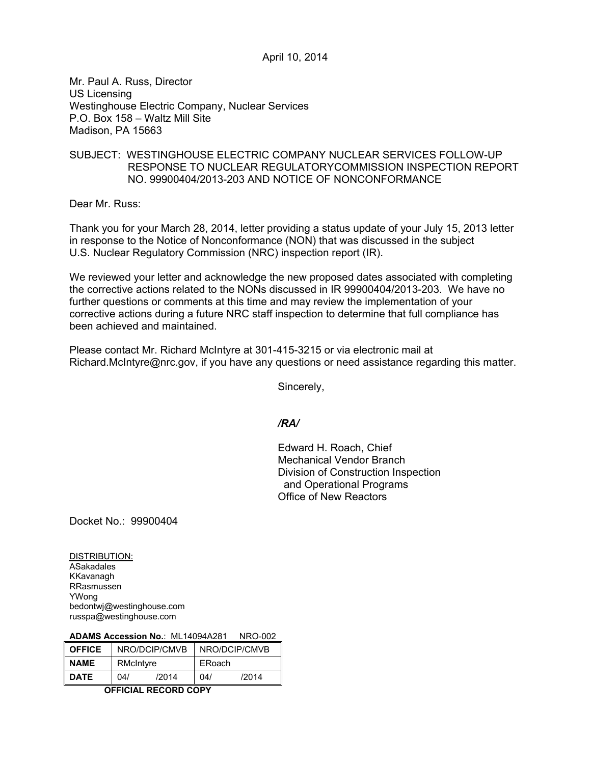April 10, 2014

Mr. Paul A. Russ, Director
US Licensing
Westinghouse Electric Company, Nuclear Services
P.O. Box 158 – Waltz Mill Site
Madison, PA 15663

SUBJECT: WESTINGHOUSE ELECTRIC COMPANY NUCLEAR SERVICES FOLLOW-UP RESPONSE TO NUCLEAR REGULATORYCOMMISSION INSPECTION REPORT NO. 99900404/2013-203 AND NOTICE OF NONCONFORMANCE

Dear Mr. Russ:

Thank you for your March 28, 2014, letter providing a status update of your July 15, 2013 letter in response to the Notice of Nonconformance (NON) that was discussed in the subject U.S. Nuclear Regulatory Commission (NRC) inspection report (IR).

We reviewed your letter and acknowledge the new proposed dates associated with completing the corrective actions related to the NONs discussed in IR 99900404/2013-203. We have no further questions or comments at this time and may review the implementation of your corrective actions during a future NRC staff inspection to determine that full compliance has been achieved and maintained.

Please contact Mr. Richard McIntyre at 301-415-3215 or via electronic mail at Richard.McIntyre@nrc.gov, if you have any questions or need assistance regarding this matter.

Sincerely,

*/RA/*

Edward H. Roach, Chief
Mechanical Vendor Branch
Division of Construction Inspection and Operational Programs
Office of New Reactors

Docket No.: 99900404

DISTRIBUTION:
ASakadales
KKavanagh
RRasmussen
YWong
bedontwj@westinghouse.com
russpa@westinghouse.com

**ADAMS Accession No.**: ML14094A281 NRO-002

| | | |
|---|---|---|
| **OFFICE** | NRO/DCIP/CMVB | NRO/DCIP/CMVB |
| **NAME** | RMcIntyre | ERoach |
| **DATE** | 04/ /2014 | 04/ /2014 |

**OFFICIAL RECORD COPY**